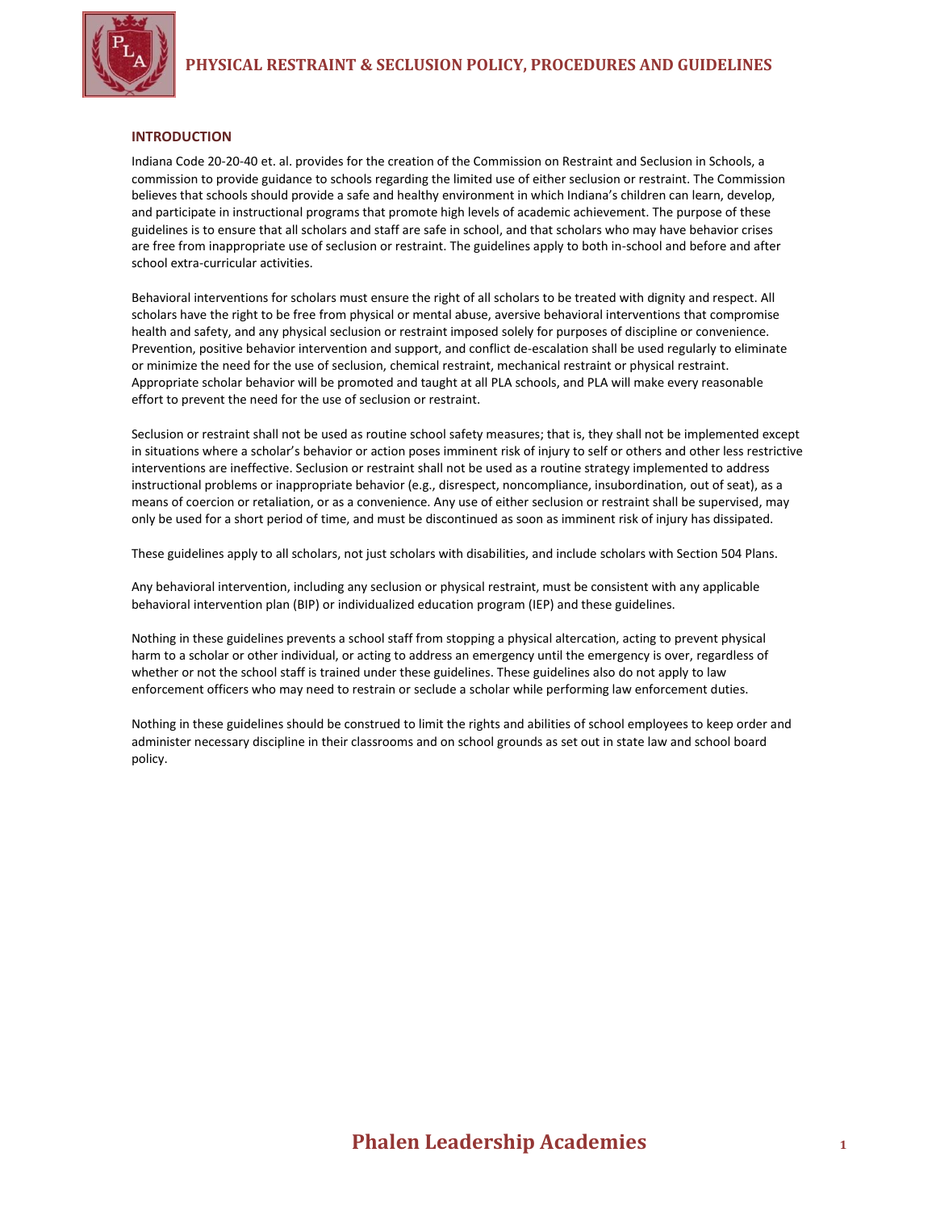# PHYSICAL RESTRAINT & SECLUSION POLICY, PROCEDURES AND GUIDELINES

## INTRODUCTION

Indiana Code 20-20-40 et. al. provides for the creation of the Commission on Restraint and Seclusion in Schools, a commission to provide guidance to schools regarding the limited use of either seclusion or restraint. The Commission believes that schools should provide a safe and healthy environment in which Indiana's children can learn, develop, and participate in instructional programs that promote high levels of academic achievement. The purpose of these guidelines is to ensure that all scholars and staff are safe in school, and that scholars who may have behavior crises are free from inappropriate use of seclusion or restraint. The guidelines apply to both in-school and before and after school extra-curricular activities.

Behavioral interventions for scholars must ensure the right of all scholars to be treated with dignity and respect. All scholars have the right to be free from physical or mental abuse, aversive behavioral interventions that compromise health and safety, and any physical seclusion or restraint imposed solely for purposes of discipline or convenience. Prevention, positive behavior intervention and support, and conflict de-escalation shall be used regularly to eliminate or minimize the need for the use of seclusion, chemical restraint, mechanical restraint or physical restraint. Appropriate scholar behavior will be promoted and taught at all PLA schools, and PLA will make every reasonable effort to prevent the need for the use of seclusion or restraint.

Seclusion or restraint shall not be used as routine school safety measures; that is, they shall not be implemented except in situations where a scholar's behavior or action poses imminent risk of injury to self or others and other less restrictive interventions are ineffective. Seclusion or restraint shall not be used as a routine strategy implemented to address instructional problems or inappropriate behavior (e.g., disrespect, noncompliance, insubordination, out of seat), as a means of coercion or retaliation, or as a convenience. Any use of either seclusion or restraint shall be supervised, may only be used for a short period of time, and must be discontinued as soon as imminent risk of injury has dissipated.

These guidelines apply to all scholars, not just scholars with disabilities, and include scholars with Section 504 Plans.

Any behavioral intervention, including any seclusion or physical restraint, must be consistent with any applicable behavioral intervention plan (BIP) or individualized education program (IEP) and these guidelines.

Nothing in these guidelines prevents a school staff from stopping a physical altercation, acting to prevent physical harm to a scholar or other individual, or acting to address an emergency until the emergency is over, regardless of whether or not the school staff is trained under these guidelines. These guidelines also do not apply to law enforcement officers who may need to restrain or seclude a scholar while performing law enforcement duties.

Nothing in these guidelines should be construed to limit the rights and abilities of school employees to keep order and administer necessary discipline in their classrooms and on school grounds as set out in state law and school board policy.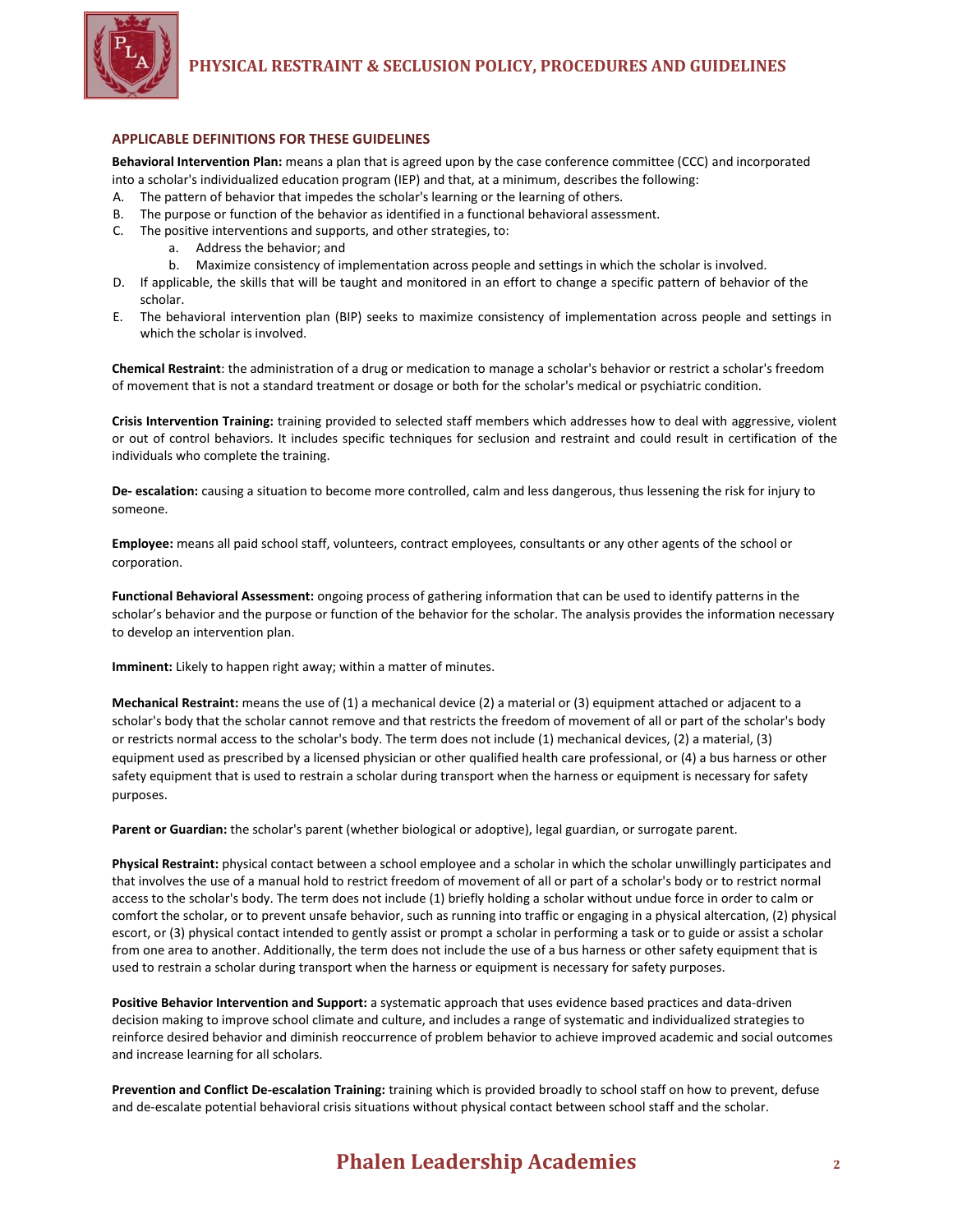## APPLICABLE DEFINITIONS FOR THESE GUIDELINES

**Behavioral Intervention Plan:** means a plan that is agreed upon by the case conference committee (CCC) and incorporated into a scholar's individualized education program (IEP) and that, at a minimum, describes the following:

A. The pattern of behavior that impedes the scholar's learning or the learning of others.
B. The purpose or function of the behavior as identified in a functional behavioral assessment.
C. The positive interventions and supports, and other strategies, to:
   a. Address the behavior; and
   b. Maximize consistency of implementation across people and settings in which the scholar is involved.
D. If applicable, the skills that will be taught and monitored in an effort to change a specific pattern of behavior of the scholar.
E. The behavioral intervention plan (BIP) seeks to maximize consistency of implementation across people and settings in which the scholar is involved.

**Chemical Restraint**: the administration of a drug or medication to manage a scholar's behavior or restrict a scholar's freedom of movement that is not a standard treatment or dosage or both for the scholar's medical or psychiatric condition.

**Crisis Intervention Training:** training provided to selected staff members which addresses how to deal with aggressive, violent or out of control behaviors. It includes specific techniques for seclusion and restraint and could result in certification of the individuals who complete the training.

**De- escalation:** causing a situation to become more controlled, calm and less dangerous, thus lessening the risk for injury to someone.

**Employee:** means all paid school staff, volunteers, contract employees, consultants or any other agents of the school or corporation.

**Functional Behavioral Assessment:** ongoing process of gathering information that can be used to identify patterns in the scholar's behavior and the purpose or function of the behavior for the scholar. The analysis provides the information necessary to develop an intervention plan.

**Imminent:** Likely to happen right away; within a matter of minutes.

**Mechanical Restraint:** means the use of (1) a mechanical device (2) a material or (3) equipment attached or adjacent to a scholar's body that the scholar cannot remove and that restricts the freedom of movement of all or part of the scholar's body or restricts normal access to the scholar's body. The term does not include (1) mechanical devices, (2) a material, (3) equipment used as prescribed by a licensed physician or other qualified health care professional, or (4) a bus harness or other safety equipment that is used to restrain a scholar during transport when the harness or equipment is necessary for safety purposes.

**Parent or Guardian:** the scholar's parent (whether biological or adoptive), legal guardian, or surrogate parent.

**Physical Restraint:** physical contact between a school employee and a scholar in which the scholar unwillingly participates and that involves the use of a manual hold to restrict freedom of movement of all or part of a scholar's body or to restrict normal access to the scholar's body. The term does not include (1) briefly holding a scholar without undue force in order to calm or comfort the scholar, or to prevent unsafe behavior, such as running into traffic or engaging in a physical altercation, (2) physical escort, or (3) physical contact intended to gently assist or prompt a scholar in performing a task or to guide or assist a scholar from one area to another. Additionally, the term does not include the use of a bus harness or other safety equipment that is used to restrain a scholar during transport when the harness or equipment is necessary for safety purposes.

**Positive Behavior Intervention and Support:** a systematic approach that uses evidence based practices and data-driven decision making to improve school climate and culture, and includes a range of systematic and individualized strategies to reinforce desired behavior and diminish reoccurrence of problem behavior to achieve improved academic and social outcomes and increase learning for all scholars.

**Prevention and Conflict De-escalation Training:** training which is provided broadly to school staff on how to prevent, defuse and de-escalate potential behavioral crisis situations without physical contact between school staff and the scholar.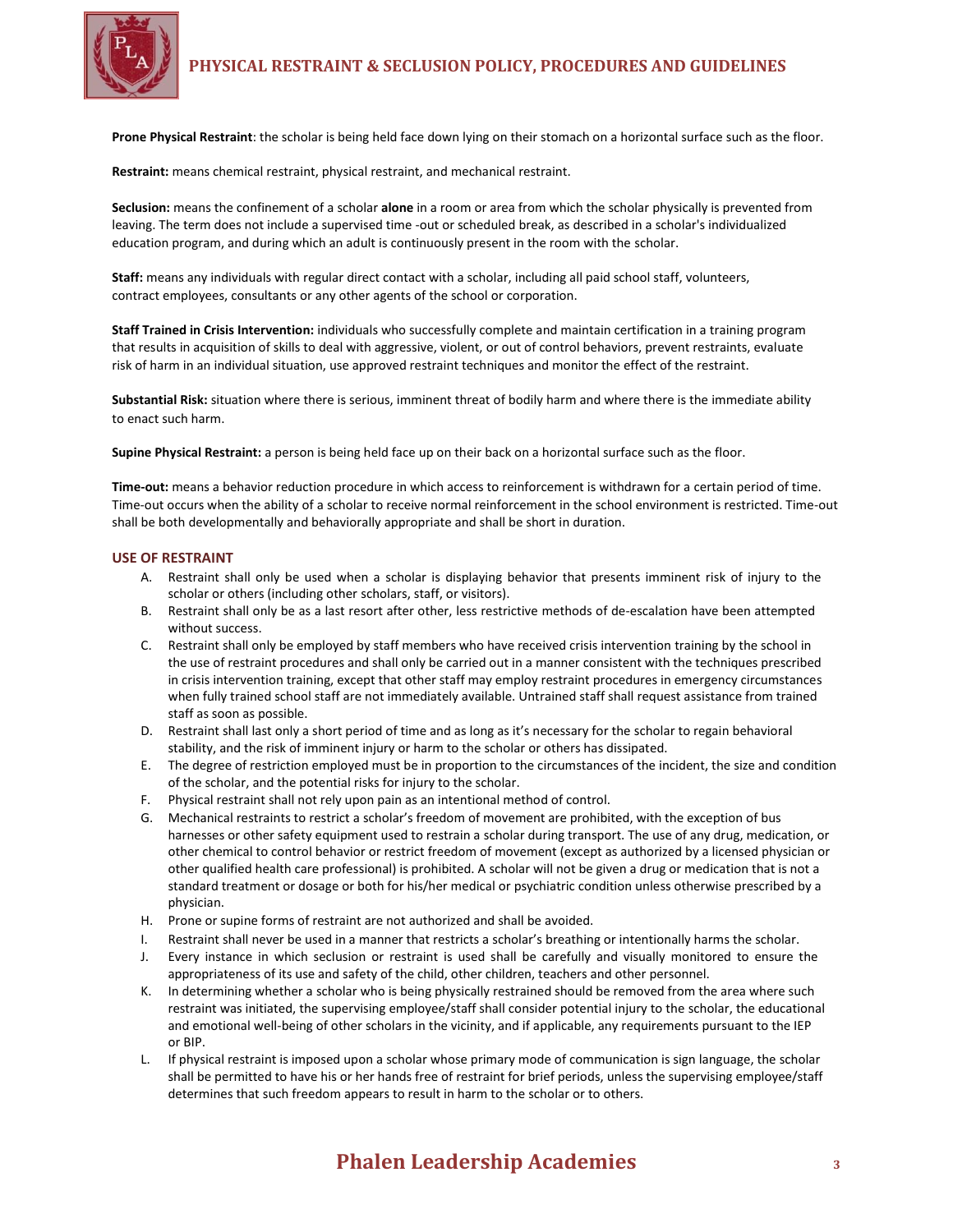**Prone Physical Restraint**: the scholar is being held face down lying on their stomach on a horizontal surface such as the floor.

**Restraint:** means chemical restraint, physical restraint, and mechanical restraint.

**Seclusion:** means the confinement of a scholar **alone** in a room or area from which the scholar physically is prevented from leaving. The term does not include a supervised time -out or scheduled break, as described in a scholar's individualized education program, and during which an adult is continuously present in the room with the scholar.

**Staff:** means any individuals with regular direct contact with a scholar, including all paid school staff, volunteers, contract employees, consultants or any other agents of the school or corporation.

**Staff Trained in Crisis Intervention:** individuals who successfully complete and maintain certification in a training program that results in acquisition of skills to deal with aggressive, violent, or out of control behaviors, prevent restraints, evaluate risk of harm in an individual situation, use approved restraint techniques and monitor the effect of the restraint.

**Substantial Risk:** situation where there is serious, imminent threat of bodily harm and where there is the immediate ability to enact such harm.

**Supine Physical Restraint:** a person is being held face up on their back on a horizontal surface such as the floor.

**Time-out:** means a behavior reduction procedure in which access to reinforcement is withdrawn for a certain period of time. Time-out occurs when the ability of a scholar to receive normal reinforcement in the school environment is restricted. Time-out shall be both developmentally and behaviorally appropriate and shall be short in duration.

## USE OF RESTRAINT

A. Restraint shall only be used when a scholar is displaying behavior that presents imminent risk of injury to the scholar or others (including other scholars, staff, or visitors).

B. Restraint shall only be as a last resort after other, less restrictive methods of de-escalation have been attempted without success.

C. Restraint shall only be employed by staff members who have received crisis intervention training by the school in the use of restraint procedures and shall only be carried out in a manner consistent with the techniques prescribed in crisis intervention training, except that other staff may employ restraint procedures in emergency circumstances when fully trained school staff are not immediately available. Untrained staff shall request assistance from trained staff as soon as possible.

D. Restraint shall last only a short period of time and as long as it's necessary for the scholar to regain behavioral stability, and the risk of imminent injury or harm to the scholar or others has dissipated.

E. The degree of restriction employed must be in proportion to the circumstances of the incident, the size and condition of the scholar, and the potential risks for injury to the scholar.

F. Physical restraint shall not rely upon pain as an intentional method of control.

G. Mechanical restraints to restrict a scholar's freedom of movement are prohibited, with the exception of bus harnesses or other safety equipment used to restrain a scholar during transport. The use of any drug, medication, or other chemical to control behavior or restrict freedom of movement (except as authorized by a licensed physician or other qualified health care professional) is prohibited. A scholar will not be given a drug or medication that is not a standard treatment or dosage or both for his/her medical or psychiatric condition unless otherwise prescribed by a physician.

H. Prone or supine forms of restraint are not authorized and shall be avoided.

I. Restraint shall never be used in a manner that restricts a scholar's breathing or intentionally harms the scholar.

J. Every instance in which seclusion or restraint is used shall be carefully and visually monitored to ensure the appropriateness of its use and safety of the child, other children, teachers and other personnel.

K. In determining whether a scholar who is being physically restrained should be removed from the area where such restraint was initiated, the supervising employee/staff shall consider potential injury to the scholar, the educational and emotional well-being of other scholars in the vicinity, and if applicable, any requirements pursuant to the IEP or BIP.

L. If physical restraint is imposed upon a scholar whose primary mode of communication is sign language, the scholar shall be permitted to have his or her hands free of restraint for brief periods, unless the supervising employee/staff determines that such freedom appears to result in harm to the scholar or to others.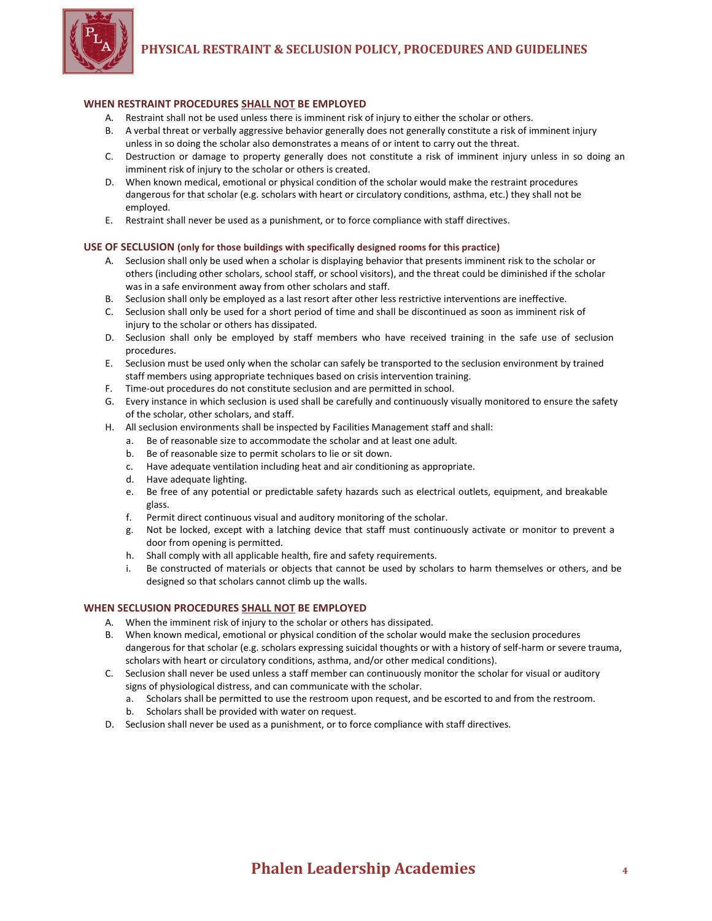### WHEN RESTRAINT PROCEDURES SHALL NOT BE EMPLOYED

A. Restraint shall not be used unless there is imminent risk of injury to either the scholar or others.
B. A verbal threat or verbally aggressive behavior generally does not generally constitute a risk of imminent injury unless in so doing the scholar also demonstrates a means of or intent to carry out the threat.
C. Destruction or damage to property generally does not constitute a risk of imminent injury unless in so doing an imminent risk of injury to the scholar or others is created.
D. When known medical, emotional or physical condition of the scholar would make the restraint procedures dangerous for that scholar (e.g. scholars with heart or circulatory conditions, asthma, etc.) they shall not be employed.
E. Restraint shall never be used as a punishment, or to force compliance with staff directives.

### USE OF SECLUSION (only for those buildings with specifically designed rooms for this practice)

A. Seclusion shall only be used when a scholar is displaying behavior that presents imminent risk to the scholar or others (including other scholars, school staff, or school visitors), and the threat could be diminished if the scholar was in a safe environment away from other scholars and staff.
B. Seclusion shall only be employed as a last resort after other less restrictive interventions are ineffective.
C. Seclusion shall only be used for a short period of time and shall be discontinued as soon as imminent risk of injury to the scholar or others has dissipated.
D. Seclusion shall only be employed by staff members who have received training in the safe use of seclusion procedures.
E. Seclusion must be used only when the scholar can safely be transported to the seclusion environment by trained staff members using appropriate techniques based on crisis intervention training.
F. Time-out procedures do not constitute seclusion and are permitted in school.
G. Every instance in which seclusion is used shall be carefully and continuously visually monitored to ensure the safety of the scholar, other scholars, and staff.
H. All seclusion environments shall be inspected by Facilities Management staff and shall:
   a. Be of reasonable size to accommodate the scholar and at least one adult.
   b. Be of reasonable size to permit scholars to lie or sit down.
   c. Have adequate ventilation including heat and air conditioning as appropriate.
   d. Have adequate lighting.
   e. Be free of any potential or predictable safety hazards such as electrical outlets, equipment, and breakable glass.
   f. Permit direct continuous visual and auditory monitoring of the scholar.
   g. Not be locked, except with a latching device that staff must continuously activate or monitor to prevent a door from opening is permitted.
   h. Shall comply with all applicable health, fire and safety requirements.
   i. Be constructed of materials or objects that cannot be used by scholars to harm themselves or others, and be designed so that scholars cannot climb up the walls.

### WHEN SECLUSION PROCEDURES SHALL NOT BE EMPLOYED

A. When the imminent risk of injury to the scholar or others has dissipated.
B. When known medical, emotional or physical condition of the scholar would make the seclusion procedures dangerous for that scholar (e.g. scholars expressing suicidal thoughts or with a history of self-harm or severe trauma, scholars with heart or circulatory conditions, asthma, and/or other medical conditions).
C. Seclusion shall never be used unless a staff member can continuously monitor the scholar for visual or auditory signs of physiological distress, and can communicate with the scholar.
   a. Scholars shall be permitted to use the restroom upon request, and be escorted to and from the restroom.
   b. Scholars shall be provided with water on request.
D. Seclusion shall never be used as a punishment, or to force compliance with staff directives.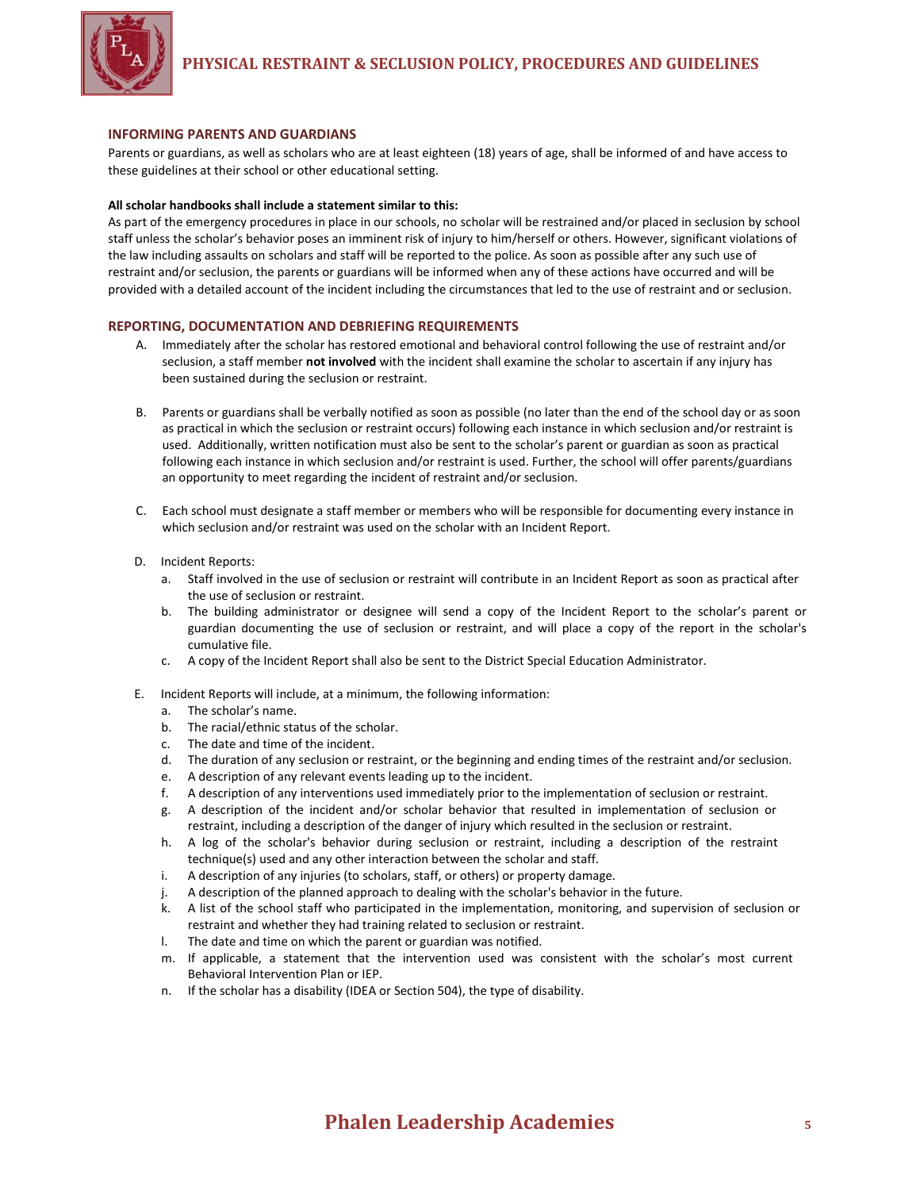## INFORMING PARENTS AND GUARDIANS

Parents or guardians, as well as scholars who are at least eighteen (18) years of age, shall be informed of and have access to these guidelines at their school or other educational setting.

**All scholar handbooks shall include a statement similar to this:**

As part of the emergency procedures in place in our schools, no scholar will be restrained and/or placed in seclusion by school staff unless the scholar's behavior poses an imminent risk of injury to him/herself or others. However, significant violations of the law including assaults on scholars and staff will be reported to the police. As soon as possible after any such use of restraint and/or seclusion, the parents or guardians will be informed when any of these actions have occurred and will be provided with a detailed account of the incident including the circumstances that led to the use of restraint and or seclusion.

## REPORTING, DOCUMENTATION AND DEBRIEFING REQUIREMENTS

A. Immediately after the scholar has restored emotional and behavioral control following the use of restraint and/or seclusion, a staff member **not involved** with the incident shall examine the scholar to ascertain if any injury has been sustained during the seclusion or restraint.

B. Parents or guardians shall be verbally notified as soon as possible (no later than the end of the school day or as soon as practical in which the seclusion or restraint occurs) following each instance in which seclusion and/or restraint is used. Additionally, written notification must also be sent to the scholar's parent or guardian as soon as practical following each instance in which seclusion and/or restraint is used. Further, the school will offer parents/guardians an opportunity to meet regarding the incident of restraint and/or seclusion.

C. Each school must designate a staff member or members who will be responsible for documenting every instance in which seclusion and/or restraint was used on the scholar with an Incident Report.

D. Incident Reports:
   a. Staff involved in the use of seclusion or restraint will contribute in an Incident Report as soon as practical after the use of seclusion or restraint.
   b. The building administrator or designee will send a copy of the Incident Report to the scholar's parent or guardian documenting the use of seclusion or restraint, and will place a copy of the report in the scholar's cumulative file.
   c. A copy of the Incident Report shall also be sent to the District Special Education Administrator.

E. Incident Reports will include, at a minimum, the following information:
   a. The scholar's name.
   b. The racial/ethnic status of the scholar.
   c. The date and time of the incident.
   d. The duration of any seclusion or restraint, or the beginning and ending times of the restraint and/or seclusion.
   e. A description of any relevant events leading up to the incident.
   f. A description of any interventions used immediately prior to the implementation of seclusion or restraint.
   g. A description of the incident and/or scholar behavior that resulted in implementation of seclusion or restraint, including a description of the danger of injury which resulted in the seclusion or restraint.
   h. A log of the scholar's behavior during seclusion or restraint, including a description of the restraint technique(s) used and any other interaction between the scholar and staff.
   i. A description of any injuries (to scholars, staff, or others) or property damage.
   j. A description of the planned approach to dealing with the scholar's behavior in the future.
   k. A list of the school staff who participated in the implementation, monitoring, and supervision of seclusion or restraint and whether they had training related to seclusion or restraint.
   l. The date and time on which the parent or guardian was notified.
   m. If applicable, a statement that the intervention used was consistent with the scholar's most current Behavioral Intervention Plan or IEP.
   n. If the scholar has a disability (IDEA or Section 504), the type of disability.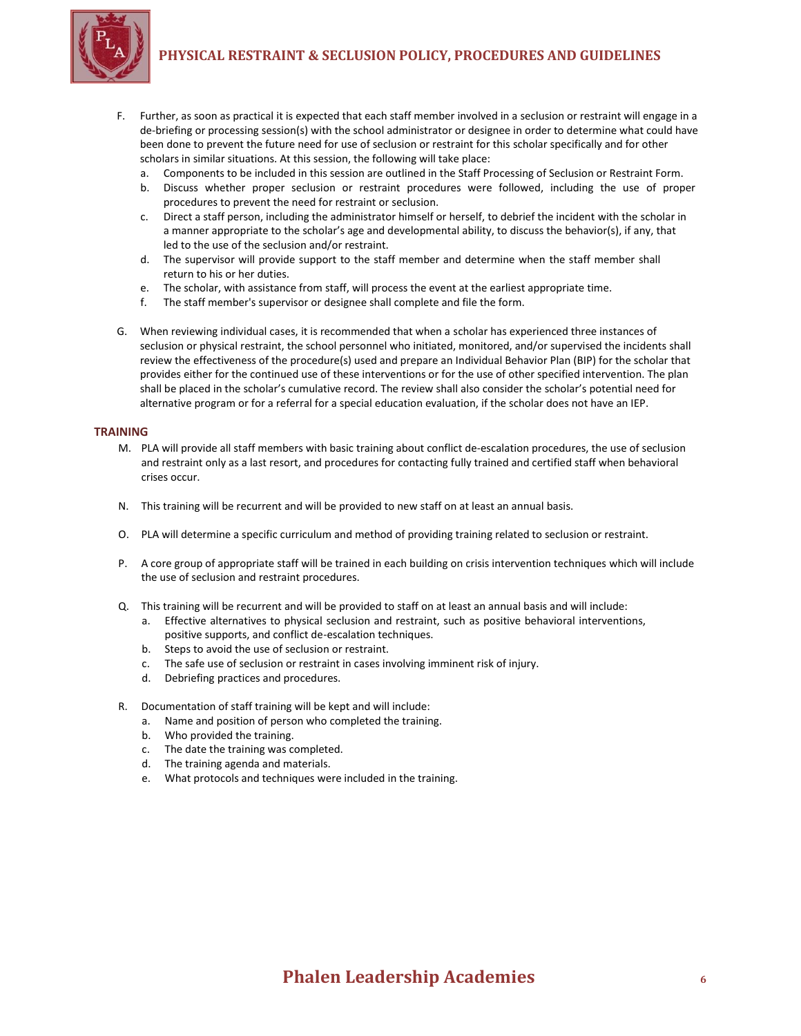F. Further, as soon as practical it is expected that each staff member involved in a seclusion or restraint will engage in a de-briefing or processing session(s) with the school administrator or designee in order to determine what could have been done to prevent the future need for use of seclusion or restraint for this scholar specifically and for other scholars in similar situations. At this session, the following will take place:
   a. Components to be included in this session are outlined in the Staff Processing of Seclusion or Restraint Form.
   b. Discuss whether proper seclusion or restraint procedures were followed, including the use of proper procedures to prevent the need for restraint or seclusion.
   c. Direct a staff person, including the administrator himself or herself, to debrief the incident with the scholar in a manner appropriate to the scholar's age and developmental ability, to discuss the behavior(s), if any, that led to the use of the seclusion and/or restraint.
   d. The supervisor will provide support to the staff member and determine when the staff member shall return to his or her duties.
   e. The scholar, with assistance from staff, will process the event at the earliest appropriate time.
   f. The staff member's supervisor or designee shall complete and file the form.

G. When reviewing individual cases, it is recommended that when a scholar has experienced three instances of seclusion or physical restraint, the school personnel who initiated, monitored, and/or supervised the incidents shall review the effectiveness of the procedure(s) used and prepare an Individual Behavior Plan (BIP) for the scholar that provides either for the continued use of these interventions or for the use of other specified intervention. The plan shall be placed in the scholar's cumulative record. The review shall also consider the scholar's potential need for alternative program or for a referral for a special education evaluation, if the scholar does not have an IEP.

## TRAINING

M. PLA will provide all staff members with basic training about conflict de-escalation procedures, the use of seclusion and restraint only as a last resort, and procedures for contacting fully trained and certified staff when behavioral crises occur.

N. This training will be recurrent and will be provided to new staff on at least an annual basis.

O. PLA will determine a specific curriculum and method of providing training related to seclusion or restraint.

P. A core group of appropriate staff will be trained in each building on crisis intervention techniques which will include the use of seclusion and restraint procedures.

Q. This training will be recurrent and will be provided to staff on at least an annual basis and will include:
   a. Effective alternatives to physical seclusion and restraint, such as positive behavioral interventions, positive supports, and conflict de-escalation techniques.
   b. Steps to avoid the use of seclusion or restraint.
   c. The safe use of seclusion or restraint in cases involving imminent risk of injury.
   d. Debriefing practices and procedures.

R. Documentation of staff training will be kept and will include:
   a. Name and position of person who completed the training.
   b. Who provided the training.
   c. The date the training was completed.
   d. The training agenda and materials.
   e. What protocols and techniques were included in the training.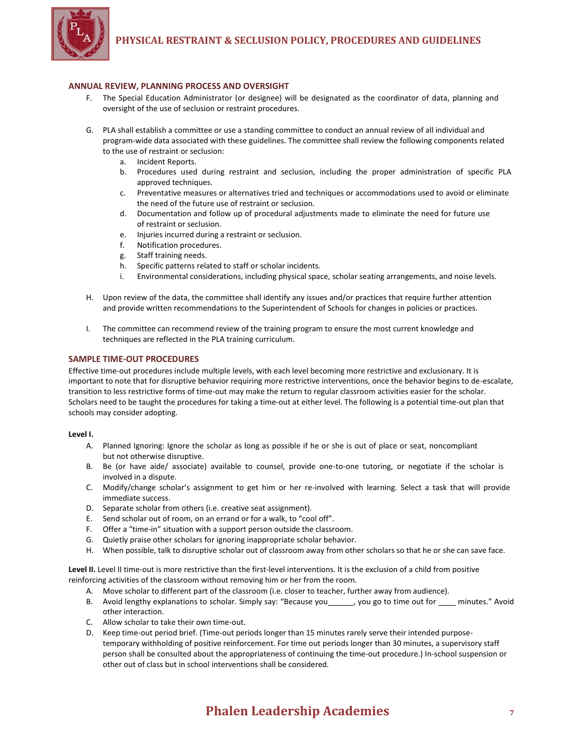## ANNUAL REVIEW, PLANNING PROCESS AND OVERSIGHT

F. The Special Education Administrator (or designee) will be designated as the coordinator of data, planning and oversight of the use of seclusion or restraint procedures.

G. PLA shall establish a committee or use a standing committee to conduct an annual review of all individual and program-wide data associated with these guidelines. The committee shall review the following components related to the use of restraint or seclusion:
   a. Incident Reports.
   b. Procedures used during restraint and seclusion, including the proper administration of specific PLA approved techniques.
   c. Preventative measures or alternatives tried and techniques or accommodations used to avoid or eliminate the need of the future use of restraint or seclusion.
   d. Documentation and follow up of procedural adjustments made to eliminate the need for future use of restraint or seclusion.
   e. Injuries incurred during a restraint or seclusion.
   f. Notification procedures.
   g. Staff training needs.
   h. Specific patterns related to staff or scholar incidents.
   i. Environmental considerations, including physical space, scholar seating arrangements, and noise levels.

H. Upon review of the data, the committee shall identify any issues and/or practices that require further attention and provide written recommendations to the Superintendent of Schools for changes in policies or practices.

I. The committee can recommend review of the training program to ensure the most current knowledge and techniques are reflected in the PLA training curriculum.

## SAMPLE TIME-OUT PROCEDURES

Effective time-out procedures include multiple levels, with each level becoming more restrictive and exclusionary. It is important to note that for disruptive behavior requiring more restrictive interventions, once the behavior begins to de-escalate, transition to less restrictive forms of time-out may make the return to regular classroom activities easier for the scholar. Scholars need to be taught the procedures for taking a time-out at either level. The following is a potential time-out plan that schools may consider adopting.

**Level I.**

A. Planned Ignoring: Ignore the scholar as long as possible if he or she is out of place or seat, noncompliant but not otherwise disruptive.
B. Be (or have aide/ associate) available to counsel, provide one-to-one tutoring, or negotiate if the scholar is involved in a dispute.
C. Modify/change scholar's assignment to get him or her re-involved with learning. Select a task that will provide immediate success.
D. Separate scholar from others (i.e. creative seat assignment).
E. Send scholar out of room, on an errand or for a walk, to "cool off".
F. Offer a "time-in" situation with a support person outside the classroom.
G. Quietly praise other scholars for ignoring inappropriate scholar behavior.
H. When possible, talk to disruptive scholar out of classroom away from other scholars so that he or she can save face.

**Level II.** Level II time-out is more restrictive than the first-level interventions. It is the exclusion of a child from positive reinforcing activities of the classroom without removing him or her from the room.

A. Move scholar to different part of the classroom (i.e. closer to teacher, further away from audience).
B. Avoid lengthy explanations to scholar. Simply say: "Because you______, you go to time out for ____ minutes." Avoid other interaction.
C. Allow scholar to take their own time-out.
D. Keep time-out period brief. (Time-out periods longer than 15 minutes rarely serve their intended purpose-temporary withholding of positive reinforcement. For time out periods longer than 30 minutes, a supervisory staff person shall be consulted about the appropriateness of continuing the time-out procedure.) In-school suspension or other out of class but in school interventions shall be considered.